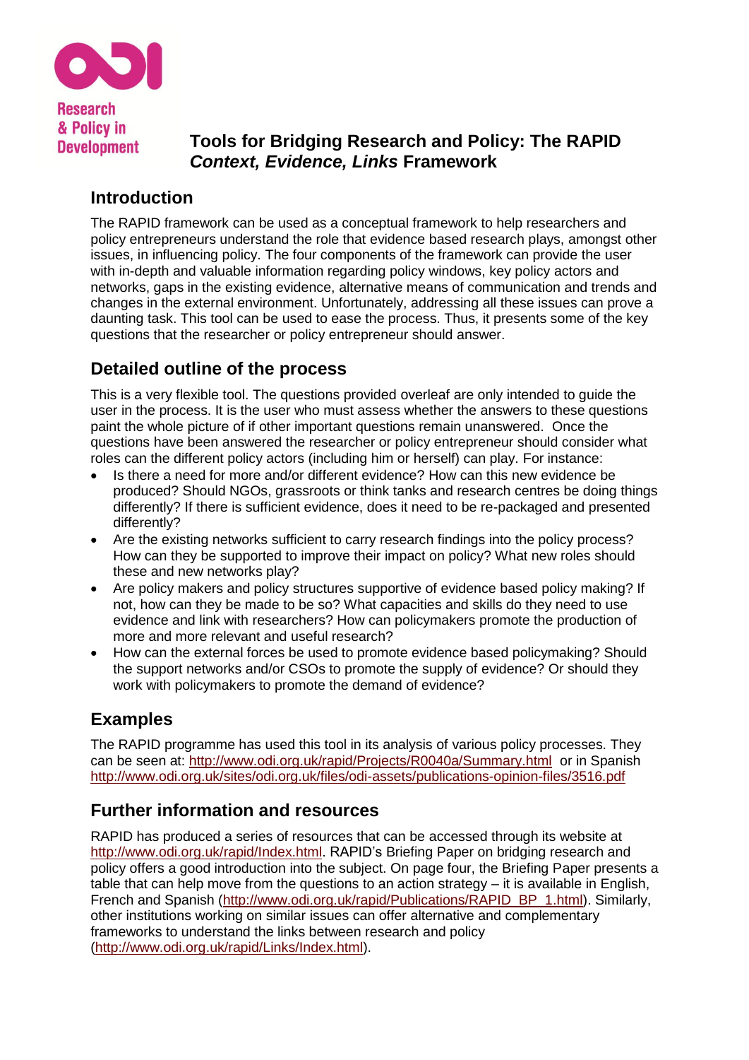Research & Policy in Development

# Tools for Bridging Research and Policy: The RAPID *Context, Evidence, Links* Framework

## Introduction

The RAPID framework can be used as a conceptual framework to help researchers and policy entrepreneurs understand the role that evidence based research plays, amongst other issues, in influencing policy. The four components of the framework can provide the user with in-depth and valuable information regarding policy windows, key policy actors and networks, gaps in the existing evidence, alternative means of communication and trends and changes in the external environment. Unfortunately, addressing all these issues can prove a daunting task. This tool can be used to ease the process. Thus, it presents some of the key questions that the researcher or policy entrepreneur should answer.

## Detailed outline of the process

This is a very flexible tool. The questions provided overleaf are only intended to guide the user in the process. It is the user who must assess whether the answers to these questions paint the whole picture of if other important questions remain unanswered. Once the questions have been answered the researcher or policy entrepreneur should consider what roles can the different policy actors (including him or herself) can play. For instance:

- Is there a need for more and/or different evidence? How can this new evidence be produced? Should NGOs, grassroots or think tanks and research centres be doing things differently? If there is sufficient evidence, does it need to be re-packaged and presented differently?
- Are the existing networks sufficient to carry research findings into the policy process? How can they be supported to improve their impact on policy? What new roles should these and new networks play?
- Are policy makers and policy structures supportive of evidence based policy making? If not, how can they be made to be so? What capacities and skills do they need to use evidence and link with researchers? How can policymakers promote the production of more and more relevant and useful research?
- How can the external forces be used to promote evidence based policymaking? Should the support networks and/or CSOs to promote the supply of evidence? Or should they work with policymakers to promote the demand of evidence?

## Examples

The RAPID programme has used this tool in its analysis of various policy processes. They can be seen at: http://www.odi.org.uk/rapid/Projects/R0040a/Summary.html or in Spanish http://www.odi.org.uk/sites/odi.org.uk/files/odi-assets/publications-opinion-files/3516.pdf

## Further information and resources

RAPID has produced a series of resources that can be accessed through its website at http://www.odi.org.uk/rapid/Index.html. RAPID's Briefing Paper on bridging research and policy offers a good introduction into the subject. On page four, the Briefing Paper presents a table that can help move from the questions to an action strategy – it is available in English, French and Spanish (http://www.odi.org.uk/rapid/Publications/RAPID_BP_1.html). Similarly, other institutions working on similar issues can offer alternative and complementary frameworks to understand the links between research and policy (http://www.odi.org.uk/rapid/Links/Index.html).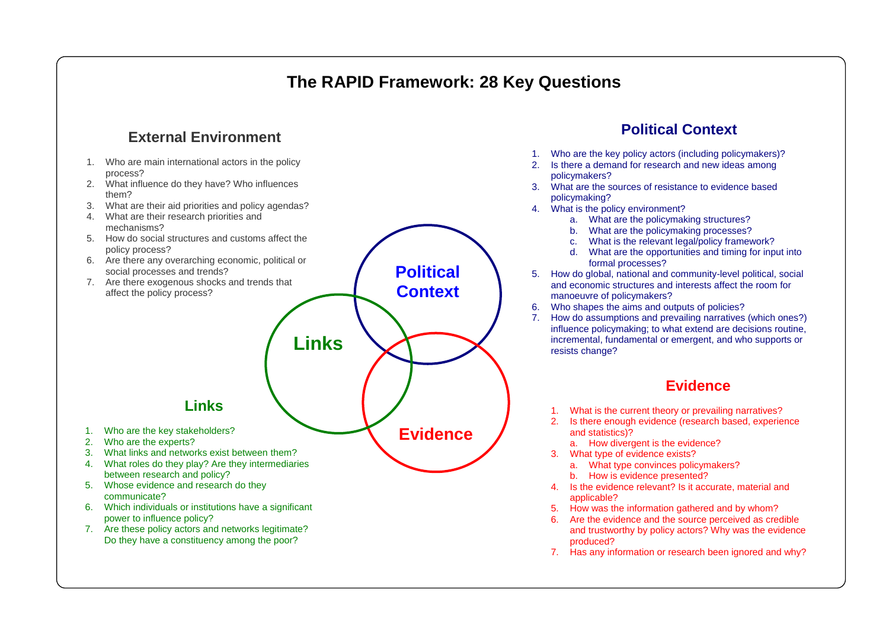# The RAPID Framework: 28 Key Questions

## External Environment

1. Who are main international actors in the policy process?
2. What influence do they have? Who influences them?
3. What are their aid priorities and policy agendas?
4. What are their research priorities and mechanisms?
5. How do social structures and customs affect the policy process?
6. Are there any overarching economic, political or social processes and trends?
7. Are there exogenous shocks and trends that affect the policy process?

Political Context

Links

Evidence

## Links

1. Who are the key stakeholders?
2. Who are the experts?
3. What links and networks exist between them?
4. What roles do they play? Are they intermediaries between research and policy?
5. Whose evidence and research do they communicate?
6. Which individuals or institutions have a significant power to influence policy?
7. Are these policy actors and networks legitimate? Do they have a constituency among the poor?

## Political Context

1. Who are the key policy actors (including policymakers)?
2. Is there a demand for research and new ideas among policymakers?
3. What are the sources of resistance to evidence based policymaking?
4. What is the policy environment?
   a. What are the policymaking structures?
   b. What are the policymaking processes?
   c. What is the relevant legal/policy framework?
   d. What are the opportunities and timing for input into formal processes?
5. How do global, national and community-level political, social and economic structures and interests affect the room for manoeuvre of policymakers?
6. Who shapes the aims and outputs of policies?
7. How do assumptions and prevailing narratives (which ones?) influence policymaking; to what extend are decisions routine, incremental, fundamental or emergent, and who supports or resists change?

## Evidence

1. What is the current theory or prevailing narratives?
2. Is there enough evidence (research based, experience and statistics)?
   a. How divergent is the evidence?
3. What type of evidence exists?
   a. What type convinces policymakers?
   b. How is evidence presented?
4. Is the evidence relevant? Is it accurate, material and applicable?
5. How was the information gathered and by whom?
6. Are the evidence and the source perceived as credible and trustworthy by policy actors? Why was the evidence produced?
7. Has any information or research been ignored and why?